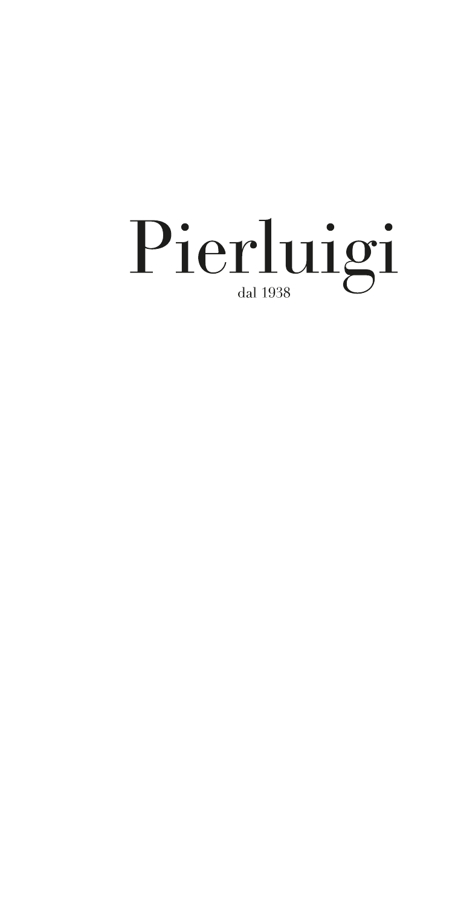# Pierluigi

dal 1938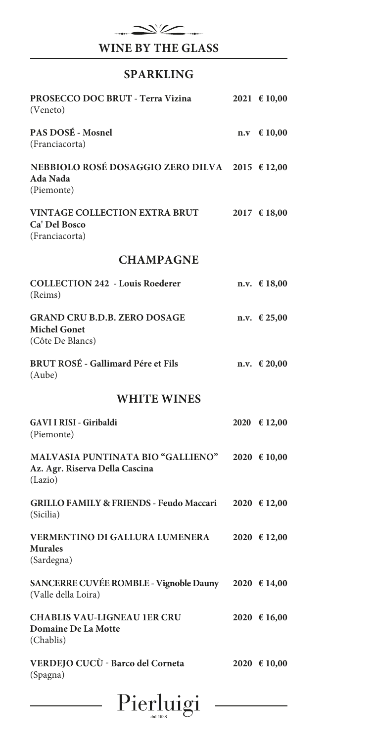# WINE BY THE GLASS

## SPARKLING

**PROSECCO DOC BRUT - Terra Vizina** 2021 € 10,00
(Veneto)

**PAS DOSÉ - Mosnel** n.v € 10,00
(Franciacorta)

**NEBBIOLO ROSÉ DOSAGGIO ZERO DILVA** 2015 € 12,00
**Ada Nada**
(Piemonte)

**VINTAGE COLLECTION EXTRA BRUT** 2017 € 18,00
**Ca' Del Bosco**
(Franciacorta)

## CHAMPAGNE

**COLLECTION 242 - Louis Roederer** n.v. € 18,00
(Reims)

**GRAND CRU B.D.B. ZERO DOSAGE** n.v. € 25,00
**Michel Gonet**
(Côte De Blancs)

**BRUT ROSÉ - Gallimard Pére et Fils** n.v. € 20,00
(Aube)

## WHITE WINES

**GAVI I RISI - Giribaldi** 2020 € 12,00
(Piemonte)

**MALVASIA PUNTINATA BIO "GALLIENO"** 2020 € 10,00
**Az. Agr. Riserva Della Cascina**
(Lazio)

**GRILLO FAMILY & FRIENDS - Feudo Maccari** 2020 € 12,00
(Sicilia)

**VERMENTINO DI GALLURA LUMENERA** 2020 € 12,00
**Murales**
(Sardegna)

**SANCERRE CUVÉE ROMBLE - Vignoble Dauny** 2020 € 14,00
(Valle della Loira)

**CHABLIS VAU-LIGNEAU 1ER CRU** 2020 € 16,00
**Domaine De La Motte**
(Chablis)

**VERDEJO CUCÙ - Barco del Corneta** 2020 € 10,00
(Spagna)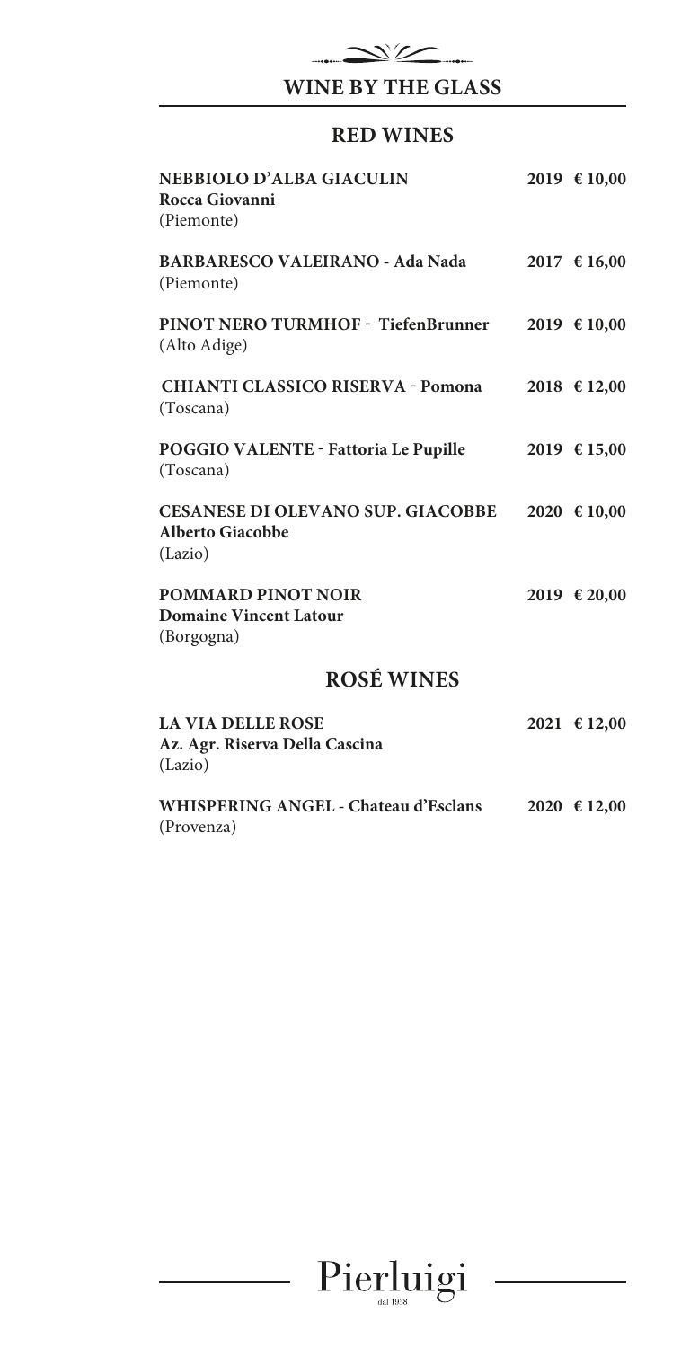# WINE BY THE GLASS

## RED WINES

**NEBBIOLO D'ALBA GIACULIN** **2019 € 10,00**
**Rocca Giovanni**
(Piemonte)

**BARBARESCO VALEIRANO - Ada Nada** **2017 € 16,00**
(Piemonte)

**PINOT NERO TURMHOF - TiefenBrunner** **2019 € 10,00**
(Alto Adige)

**CHIANTI CLASSICO RISERVA - Pomona** **2018 € 12,00**
(Toscana)

**POGGIO VALENTE - Fattoria Le Pupille** **2019 € 15,00**
(Toscana)

**CESANESE DI OLEVANO SUP. GIACOBBE** **2020 € 10,00**
**Alberto Giacobbe**
(Lazio)

**POMMARD PINOT NOIR** **2019 € 20,00**
**Domaine Vincent Latour**
(Borgogna)

## ROSÉ WINES

**LA VIA DELLE ROSE** **2021 € 12,00**
**Az. Agr. Riserva Della Cascina**
(Lazio)

**WHISPERING ANGEL - Chateau d'Esclans** **2020 € 12,00**
(Provenza)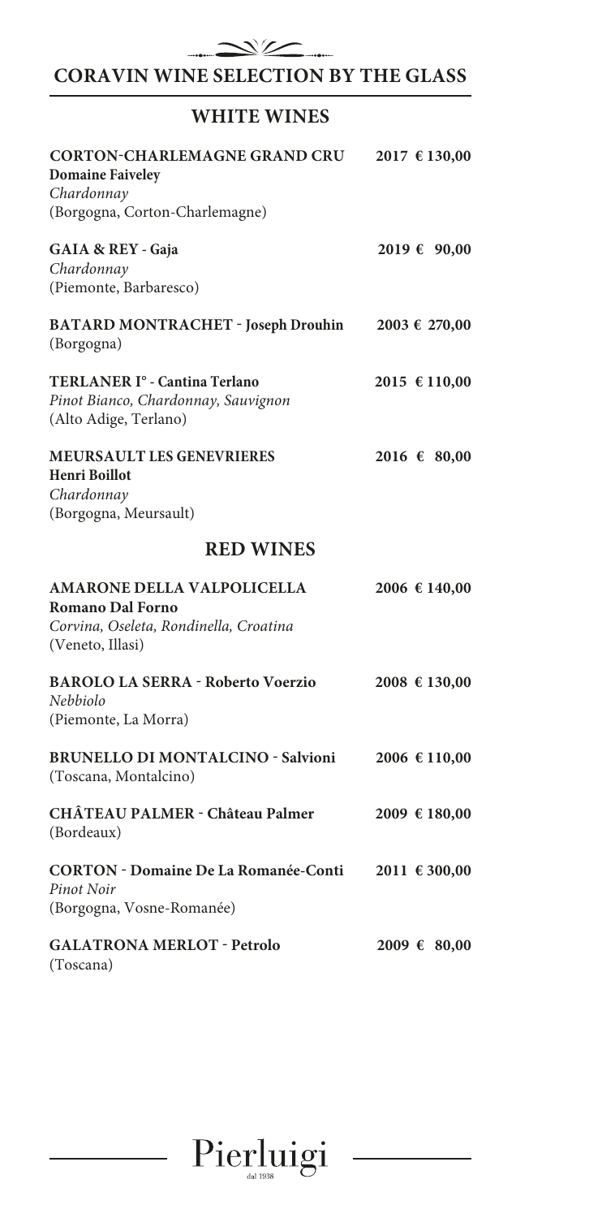# CORAVIN WINE SELECTION BY THE GLASS

## WHITE WINES

**CORTON-CHARLEMAGNE GRAND CRU** **2017 € 130,00**
**Domaine Faiveley**
*Chardonnay*
(Borgogna, Corton-Charlemagne)

**GAIA & REY - Gaja** **2019 € 90,00**
*Chardonnay*
(Piemonte, Barbaresco)

**BATARD MONTRACHET - Joseph Drouhin** **2003 € 270,00**
(Borgogna)

**TERLANER I° - Cantina Terlano** **2015 € 110,00**
*Pinot Bianco, Chardonnay, Sauvignon*
(Alto Adige, Terlano)

**MEURSAULT LES GENEVRIERES** **2016 € 80,00**
**Henri Boillot**
*Chardonnay*
(Borgogna, Meursault)

## RED WINES

**AMARONE DELLA VALPOLICELLA** **2006 € 140,00**
**Romano Dal Forno**
*Corvina, Oseleta, Rondinella, Croatina*
(Veneto, Illasi)

**BAROLO LA SERRA - Roberto Voerzio** **2008 € 130,00**
*Nebbiolo*
(Piemonte, La Morra)

**BRUNELLO DI MONTALCINO - Salvioni** **2006 € 110,00**
(Toscana, Montalcino)

**CHÂTEAU PALMER - Château Palmer** **2009 € 180,00**
(Bordeaux)

**CORTON - Domaine De La Romanée-Conti** **2011 € 300,00**
*Pinot Noir*
(Borgogna, Vosne-Romanée)

**GALATRONA MERLOT - Petrolo** **2009 € 80,00**
(Toscana)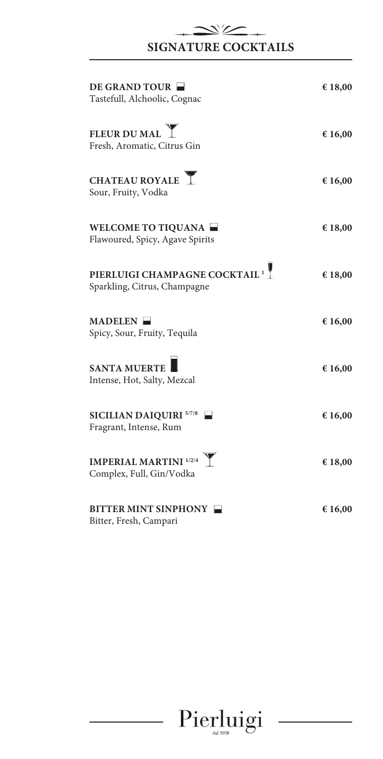## SIGNATURE COCKTAILS

**DE GRAND TOUR** — € 18,00
Tastefull, Alchoolic, Cognac

**FLEUR DU MAL** — € 16,00
Fresh, Aromatic, Citrus Gin

**CHATEAU ROYALE** — € 16,00
Sour, Fruity, Vodka

**WELCOME TO TIQUANA** — € 18,00
Flawoured, Spicy, Agave Spirits

**PIERLUIGI CHAMPAGNE COCKTAIL** [1] — € 18,00
Sparkling, Citrus, Champagne

**MADELEN** — € 16,00
Spicy, Sour, Fruity, Tequila

**SANTA MUERTE** — € 16,00
Intense, Hot, Salty, Mezcal

**SICILIAN DAIQUIRI** [5/7/8] — € 16,00
Fragrant, Intense, Rum

**IMPERIAL MARTINI** [1/2/4] — € 18,00
Complex, Full, Gin/Vodka

**BITTER MINT SINPHONY** — € 16,00
Bitter, Fresh, Campari

Pierluigi
dal 1938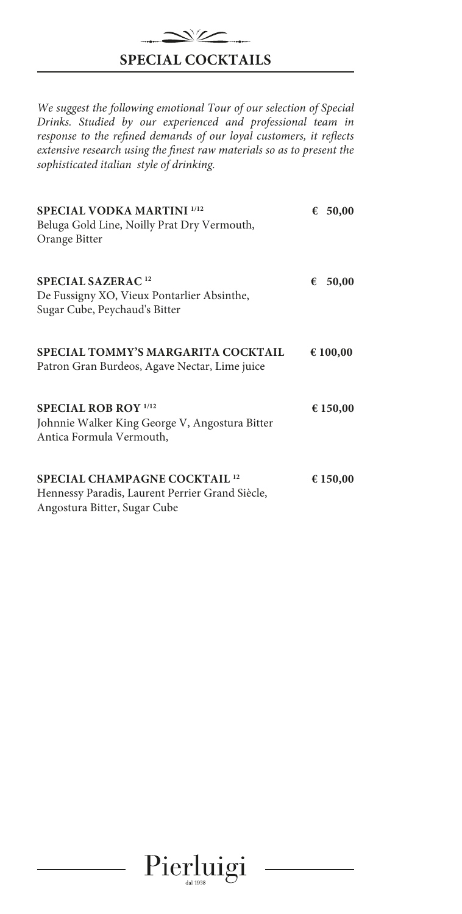## SPECIAL COCKTAILS

*We suggest the following emotional Tour of our selection of Special Drinks. Studied by our experienced and professional team in response to the refined demands of our loyal customers, it reflects extensive research using the finest raw materials so as to present the sophisticated italian style of drinking.*

**SPECIAL VODKA MARTINI** [1/12] — € 50,00
Beluga Gold Line, Noilly Prat Dry Vermouth, Orange Bitter

**SPECIAL SAZERAC** [12] — € 50,00
De Fussigny XO, Vieux Pontarlier Absinthe, Sugar Cube, Peychaud's Bitter

**SPECIAL TOMMY'S MARGARITA COCKTAIL** — € 100,00
Patron Gran Burdeos, Agave Nectar, Lime juice

**SPECIAL ROB ROY** [1/12] — € 150,00
Johnnie Walker King George V, Angostura Bitter Antica Formula Vermouth,

**SPECIAL CHAMPAGNE COCKTAIL** [12] — € 150,00
Hennessy Paradis, Laurent Perrier Grand Siècle, Angostura Bitter, Sugar Cube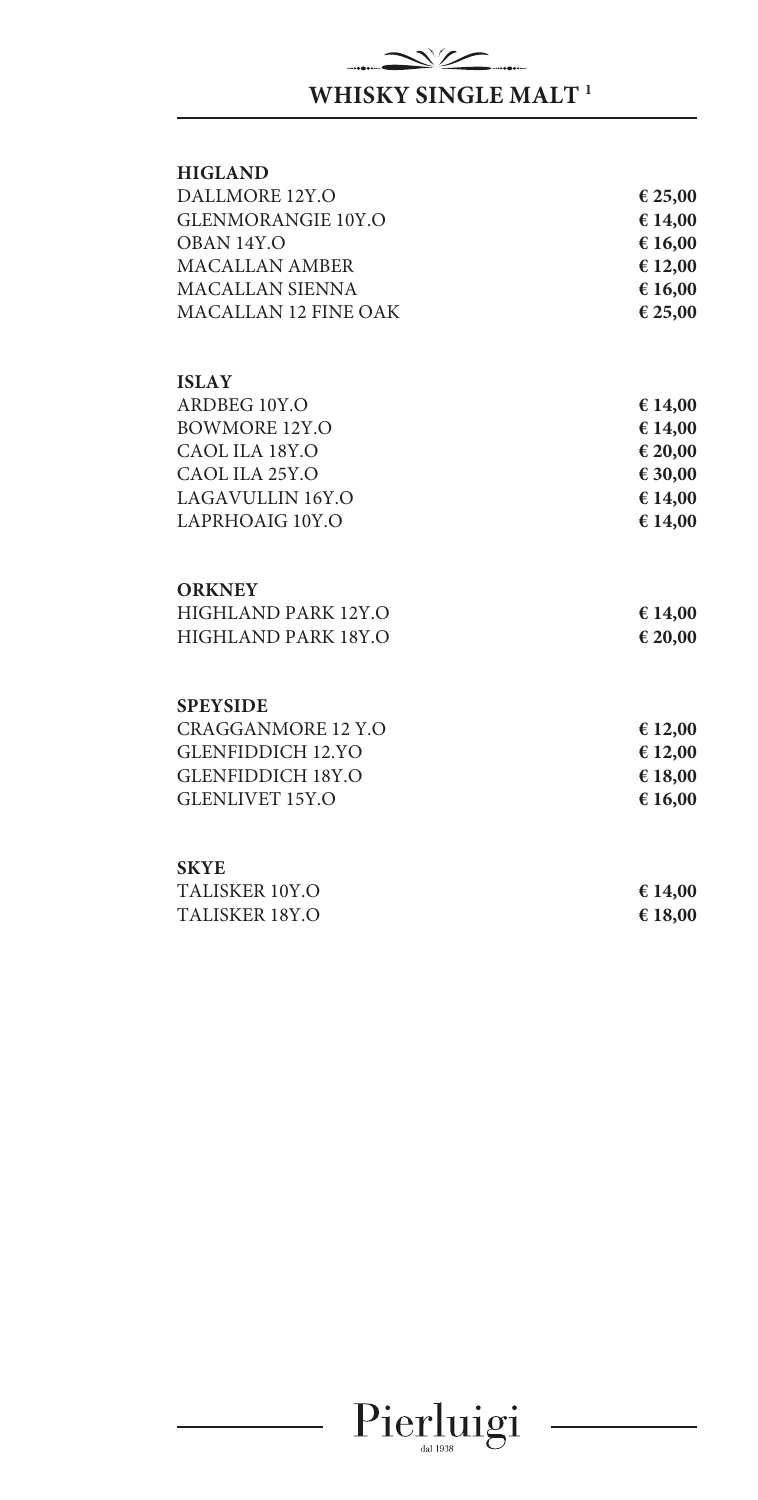# WHISKY SINGLE MALT [1]

**HIGLAND**

| | |
|---|---|
| DALLMORE 12Y.O | **€ 25,00** |
| GLENMORANGIE 10Y.O | **€ 14,00** |
| OBAN 14Y.O | **€ 16,00** |
| MACALLAN AMBER | **€ 12,00** |
| MACALLAN SIENNA | **€ 16,00** |
| MACALLAN 12 FINE OAK | **€ 25,00** |

**ISLAY**

| | |
|---|---|
| ARDBEG 10Y.O | **€ 14,00** |
| BOWMORE 12Y.O | **€ 14,00** |
| CAOL ILA 18Y.O | **€ 20,00** |
| CAOL ILA 25Y.O | **€ 30,00** |
| LAGAVULLIN 16Y.O | **€ 14,00** |
| LAPRHOAIG 10Y.O | **€ 14,00** |

**ORKNEY**

| | |
|---|---|
| HIGHLAND PARK 12Y.O | **€ 14,00** |
| HIGHLAND PARK 18Y.O | **€ 20,00** |

**SPEYSIDE**

| | |
|---|---|
| CRAGGANMORE 12 Y.O | **€ 12,00** |
| GLENFIDDICH 12.YO | **€ 12,00** |
| GLENFIDDICH 18Y.O | **€ 18,00** |
| GLENLIVET 15Y.O | **€ 16,00** |

**SKYE**

| | |
|---|---|
| TALISKER 10Y.O | **€ 14,00** |
| TALISKER 18Y.O | **€ 18,00** |

Pierluigi
dal 1938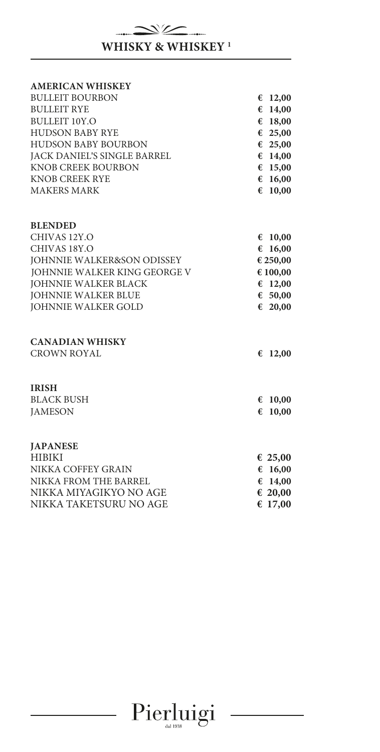# WHISKY & WHISKEY [1]

**AMERICAN WHISKEY**

| | |
|---|---|
| BULLEIT BOURBON | **€ 12,00** |
| BULLEIT RYE | **€ 14,00** |
| BULLEIT 10Y.O | **€ 18,00** |
| HUDSON BABY RYE | **€ 25,00** |
| HUDSON BABY BOURBON | **€ 25,00** |
| JACK DANIEL'S SINGLE BARREL | **€ 14,00** |
| KNOB CREEK BOURBON | **€ 15,00** |
| KNOB CREEK RYE | **€ 16,00** |
| MAKERS MARK | **€ 10,00** |

**BLENDED**

| | |
|---|---|
| CHIVAS 12Y.O | **€ 10,00** |
| CHIVAS 18Y.O | **€ 16,00** |
| JOHNNIE WALKER&SON ODISSEY | **€ 250,00** |
| JOHNNIE WALKER KING GEORGE V | **€ 100,00** |
| JOHNNIE WALKER BLACK | **€ 12,00** |
| JOHNNIE WALKER BLUE | **€ 50,00** |
| JOHNNIE WALKER GOLD | **€ 20,00** |

**CANADIAN WHISKY**

| | |
|---|---|
| CROWN ROYAL | **€ 12,00** |

**IRISH**

| | |
|---|---|
| BLACK BUSH | **€ 10,00** |
| JAMESON | **€ 10,00** |

**JAPANESE**

| | |
|---|---|
| HIBIKI | **€ 25,00** |
| NIKKA COFFEY GRAIN | **€ 16,00** |
| NIKKA FROM THE BARREL | **€ 14,00** |
| NIKKA MIYAGIKYO NO AGE | **€ 20,00** |
| NIKKA TAKETSURU NO AGE | **€ 17,00** |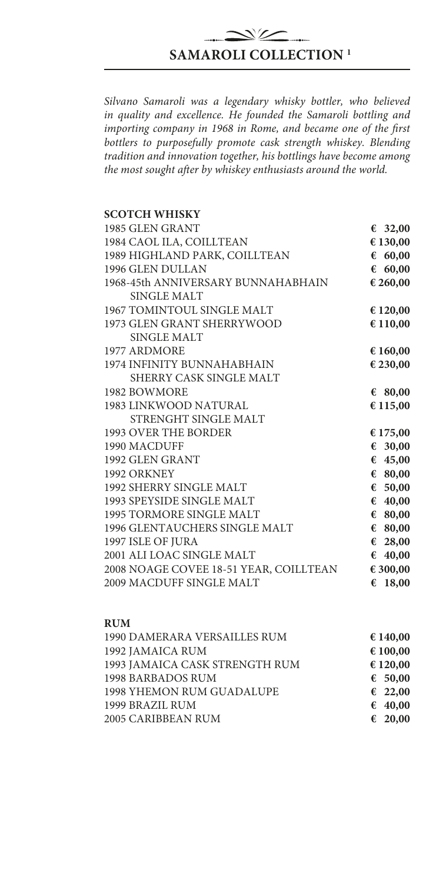## SAMAROLI COLLECTION [1]

*Silvano Samaroli was a legendary whisky bottler, who believed in quality and excellence. He founded the Samaroli bottling and importing company in 1968 in Rome, and became one of the first bottlers to purposefully promote cask strength whiskey. Blending tradition and innovation together, his bottlings have become among the most sought after by whiskey enthusiasts around the world.*

**SCOTCH WHISKY**

| | |
|---|---|
| 1985 GLEN GRANT | **€ 32,00** |
| 1984 CAOL ILA, COILLTEAN | **€ 130,00** |
| 1989 HIGHLAND PARK, COILLTEAN | **€ 60,00** |
| 1996 GLEN DULLAN | **€ 60,00** |
| 1968-45th ANNIVERSARY BUNNAHABHAIN SINGLE MALT | **€ 260,00** |
| 1967 TOMINTOUL SINGLE MALT | **€ 120,00** |
| 1973 GLEN GRANT SHERRYWOOD SINGLE MALT | **€ 110,00** |
| 1977 ARDMORE | **€ 160,00** |
| 1974 INFINITY BUNNAHABHAIN SHERRY CASK SINGLE MALT | **€ 230,00** |
| 1982 BOWMORE | **€ 80,00** |
| 1983 LINKWOOD NATURAL STRENGHT SINGLE MALT | **€ 115,00** |
| 1993 OVER THE BORDER | **€ 175,00** |
| 1990 MACDUFF | **€ 30,00** |
| 1992 GLEN GRANT | **€ 45,00** |
| 1992 ORKNEY | **€ 80,00** |
| 1992 SHERRY SINGLE MALT | **€ 50,00** |
| 1993 SPEYSIDE SINGLE MALT | **€ 40,00** |
| 1995 TORMORE SINGLE MALT | **€ 80,00** |
| 1996 GLENTAUCHERS SINGLE MALT | **€ 80,00** |
| 1997 ISLE OF JURA | **€ 28,00** |
| 2001 ALI LOAC SINGLE MALT | **€ 40,00** |
| 2008 NOAGE COVEE 18-51 YEAR, COILLTEAN | **€ 300,00** |
| 2009 MACDUFF SINGLE MALT | **€ 18,00** |

**RUM**

| | |
|---|---|
| 1990 DAMERARA VERSAILLES RUM | **€ 140,00** |
| 1992 JAMAICA RUM | **€ 100,00** |
| 1993 JAMAICA CASK STRENGTH RUM | **€ 120,00** |
| 1998 BARBADOS RUM | **€ 50,00** |
| 1998 YHEMON RUM GUADALUPE | **€ 22,00** |
| 1999 BRAZIL RUM | **€ 40,00** |
| 2005 CARIBBEAN RUM | **€ 20,00** |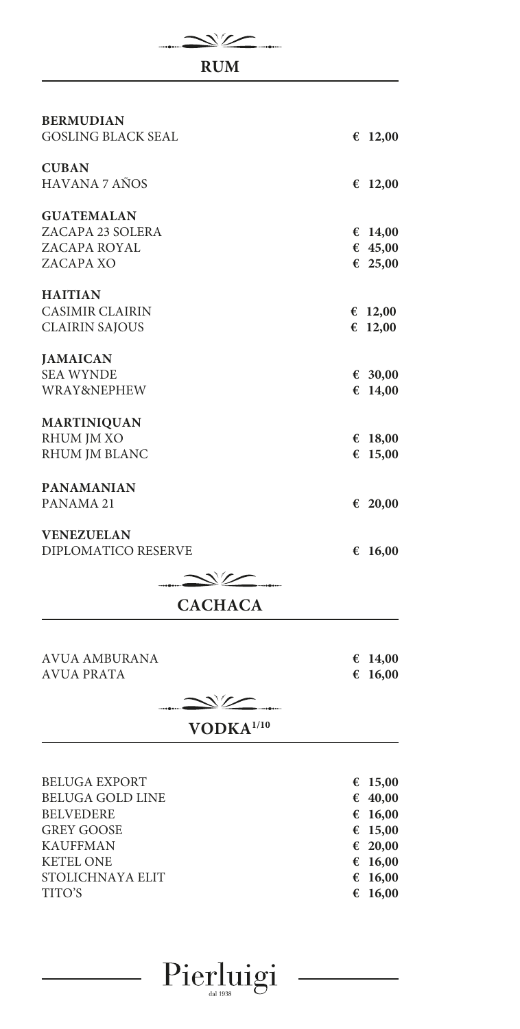## RUM

**BERMUDIAN**
GOSLING BLACK SEAL **€ 12,00**

**CUBAN**
HAVANA 7 AÑOS **€ 12,00**

**GUATEMALAN**
ZACAPA 23 SOLERA **€ 14,00**
ZACAPA ROYAL **€ 45,00**
ZACAPA XO **€ 25,00**

**HAITIAN**
CASIMIR CLAIRIN **€ 12,00**
CLAIRIN SAJOUS **€ 12,00**

**JAMAICAN**
SEA WYNDE **€ 30,00**
WRAY&NEPHEW **€ 14,00**

**MARTINIQUAN**
RHUM JM XO **€ 18,00**
RHUM JM BLANC **€ 15,00**

**PANAMANIAN**
PANAMA 21 **€ 20,00**

**VENEZUELAN**
DIPLOMATICO RESERVE **€ 16,00**

## CACHACA

AVUA AMBURANA **€ 14,00**
AVUA PRATA **€ 16,00**

## VODKA 1/10

BELUGA EXPORT **€ 15,00**
BELUGA GOLD LINE **€ 40,00**
BELVEDERE **€ 16,00**
GREY GOOSE **€ 15,00**
KAUFFMAN **€ 20,00**
KETEL ONE **€ 16,00**
STOLICHNAYA ELIT **€ 16,00**
TITO'S **€ 16,00**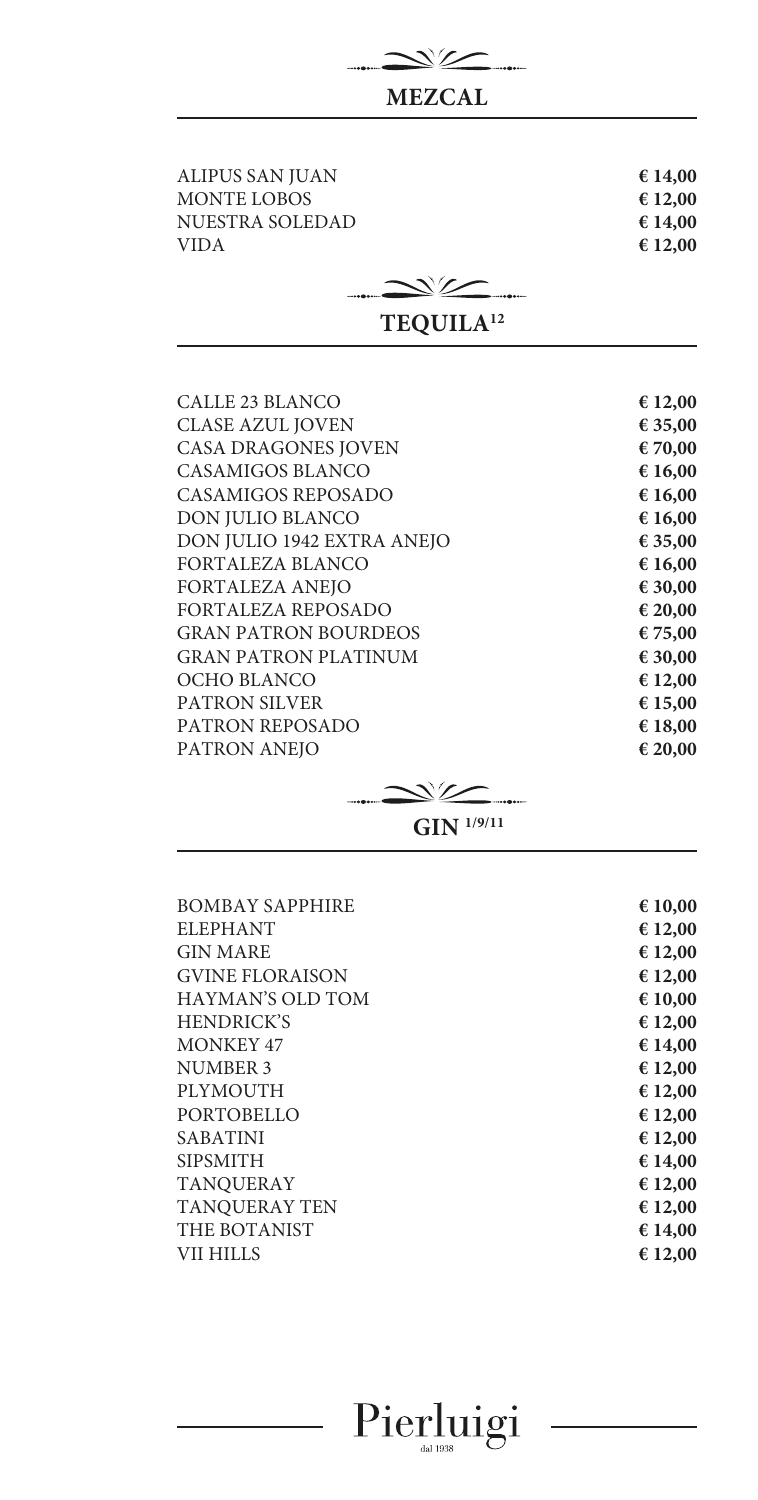## MEZCAL

| | |
|---|---|
| ALIPUS SAN JUAN | **€ 14,00** |
| MONTE LOBOS | **€ 12,00** |
| NUESTRA SOLEDAD | **€ 14,00** |
| VIDA | **€ 12,00** |

## TEQUILA[12]

| | |
|---|---|
| CALLE 23 BLANCO | **€ 12,00** |
| CLASE AZUL JOVEN | **€ 35,00** |
| CASA DRAGONES JOVEN | **€ 70,00** |
| CASAMIGOS BLANCO | **€ 16,00** |
| CASAMIGOS REPOSADO | **€ 16,00** |
| DON JULIO BLANCO | **€ 16,00** |
| DON JULIO 1942 EXTRA ANEJO | **€ 35,00** |
| FORTALEZA BLANCO | **€ 16,00** |
| FORTALEZA ANEJO | **€ 30,00** |
| FORTALEZA REPOSADO | **€ 20,00** |
| GRAN PATRON BOURDEOS | **€ 75,00** |
| GRAN PATRON PLATINUM | **€ 30,00** |
| OCHO BLANCO | **€ 12,00** |
| PATRON SILVER | **€ 15,00** |
| PATRON REPOSADO | **€ 18,00** |
| PATRON ANEJO | **€ 20,00** |

## GIN [1/9/11]

| | |
|---|---|
| BOMBAY SAPPHIRE | **€ 10,00** |
| ELEPHANT | **€ 12,00** |
| GIN MARE | **€ 12,00** |
| GVINE FLORAISON | **€ 12,00** |
| HAYMAN'S OLD TOM | **€ 10,00** |
| HENDRICK'S | **€ 12,00** |
| MONKEY 47 | **€ 14,00** |
| NUMBER 3 | **€ 12,00** |
| PLYMOUTH | **€ 12,00** |
| PORTOBELLO | **€ 12,00** |
| SABATINI | **€ 12,00** |
| SIPSMITH | **€ 14,00** |
| TANQUERAY | **€ 12,00** |
| TANQUERAY TEN | **€ 12,00** |
| THE BOTANIST | **€ 14,00** |
| VII HILLS | **€ 12,00** |

Pierluigi
dal 1938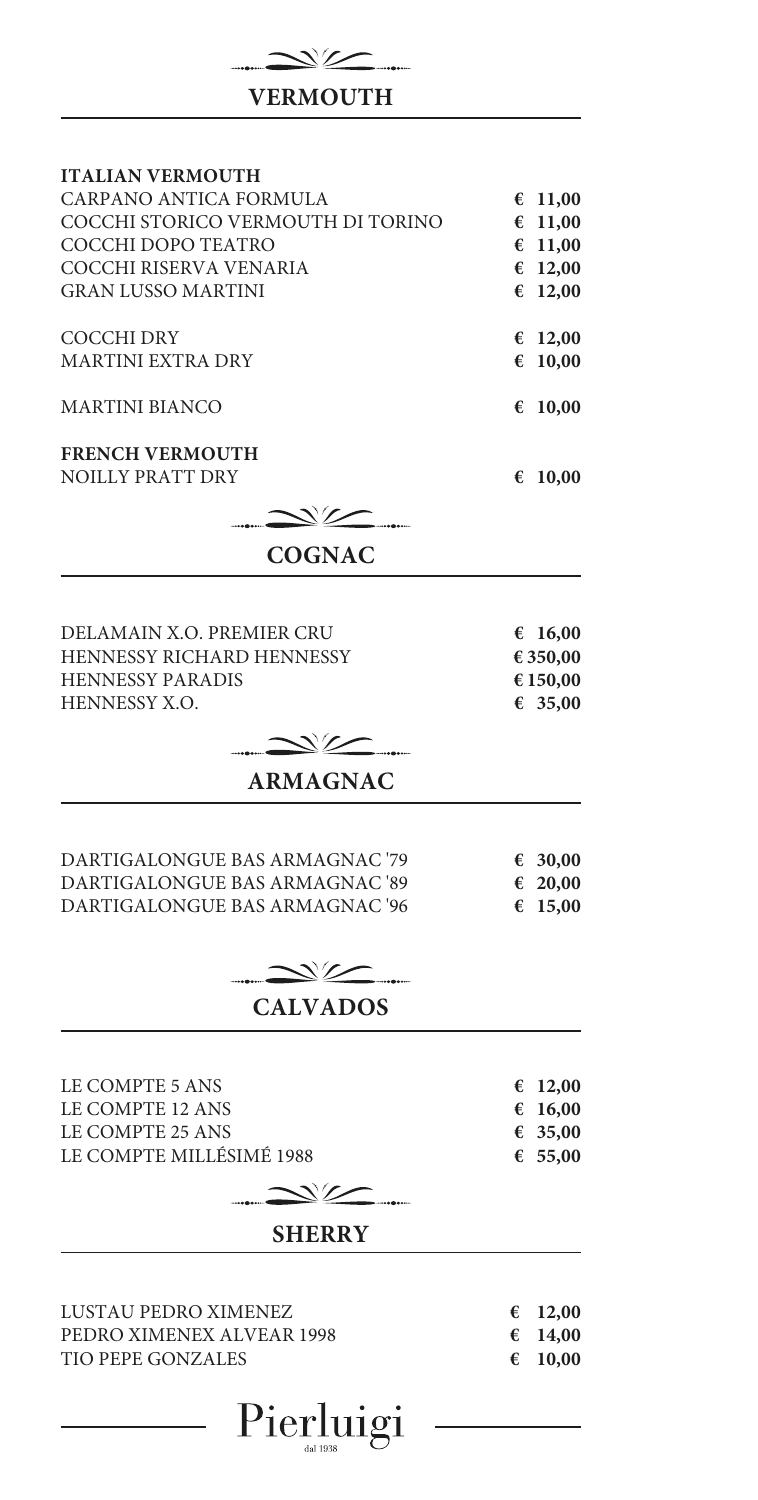## VERMOUTH

| | |
|---|---|
| **ITALIAN VERMOUTH** | |
| CARPANO ANTICA FORMULA | **€ 11,00** |
| COCCHI STORICO VERMOUTH DI TORINO | **€ 11,00** |
| COCCHI DOPO TEATRO | **€ 11,00** |
| COCCHI RISERVA VENARIA | **€ 12,00** |
| GRAN LUSSO MARTINI | **€ 12,00** |
| COCCHI DRY | **€ 12,00** |
| MARTINI EXTRA DRY | **€ 10,00** |
| MARTINI BIANCO | **€ 10,00** |
| **FRENCH VERMOUTH** | |
| NOILLY PRATT DRY | **€ 10,00** |

## COGNAC

| | |
|---|---|
| DELAMAIN X.O. PREMIER CRU | **€ 16,00** |
| HENNESSY RICHARD HENNESSY | **€ 350,00** |
| HENNESSY PARADIS | **€ 150,00** |
| HENNESSY X.O. | **€ 35,00** |

## ARMAGNAC

| | |
|---|---|
| DARTIGALONGUE BAS ARMAGNAC '79 | **€ 30,00** |
| DARTIGALONGUE BAS ARMAGNAC '89 | **€ 20,00** |
| DARTIGALONGUE BAS ARMAGNAC '96 | **€ 15,00** |

## CALVADOS

| | |
|---|---|
| LE COMPTE 5 ANS | **€ 12,00** |
| LE COMPTE 12 ANS | **€ 16,00** |
| LE COMPTE 25 ANS | **€ 35,00** |
| LE COMPTE MILLÉSIMÉ 1988 | **€ 55,00** |

## SHERRY

| | |
|---|---|
| LUSTAU PEDRO XIMENEZ | **€ 12,00** |
| PEDRO XIMENEX ALVEAR 1998 | **€ 14,00** |
| TIO PEPE GONZALES | **€ 10,00** |

Pierluigi
dal 1938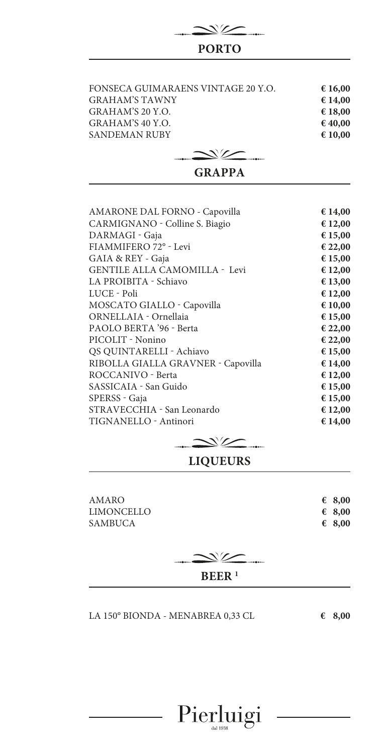## PORTO

| | |
|---|---|
| FONSECA GUIMARAENS VINTAGE 20 Y.O. | **€ 16,00** |
| GRAHAM'S TAWNY | **€ 14,00** |
| GRAHAM'S 20 Y.O. | **€ 18,00** |
| GRAHAM'S 40 Y.O. | **€ 40,00** |
| SANDEMAN RUBY | **€ 10,00** |

## GRAPPA

| | |
|---|---|
| AMARONE DAL FORNO - Capovilla | **€ 14,00** |
| CARMIGNANO - Colline S. Biagio | **€ 12,00** |
| DARMAGI - Gaja | **€ 15,00** |
| FIAMMIFERO 72° - Levi | **€ 22,00** |
| GAIA & REY - Gaja | **€ 15,00** |
| GENTILE ALLA CAMOMILLA - Levi | **€ 12,00** |
| LA PROIBITA - Schiavo | **€ 13,00** |
| LUCE - Poli | **€ 12,00** |
| MOSCATO GIALLO - Capovilla | **€ 10,00** |
| ORNELLAIA - Ornellaia | **€ 15,00** |
| PAOLO BERTA '96 - Berta | **€ 22,00** |
| PICOLIT - Nonino | **€ 22,00** |
| QS QUINTARELLI - Achiavo | **€ 15,00** |
| RIBOLLA GIALLA GRAVNER - Capovilla | **€ 14,00** |
| ROCCANIVO - Berta | **€ 12,00** |
| SASSICAIA - San Guido | **€ 15,00** |
| SPERSS - Gaja | **€ 15,00** |
| STRAVECCHIA - San Leonardo | **€ 12,00** |
| TIGNANELLO - Antinori | **€ 14,00** |

## LIQUEURS

| | |
|---|---|
| AMARO | **€ 8,00** |
| LIMONCELLO | **€ 8,00** |
| SAMBUCA | **€ 8,00** |

## BEER [1]

| | |
|---|---|
| LA 150° BIONDA - MENABREA 0,33 CL | **€ 8,00** |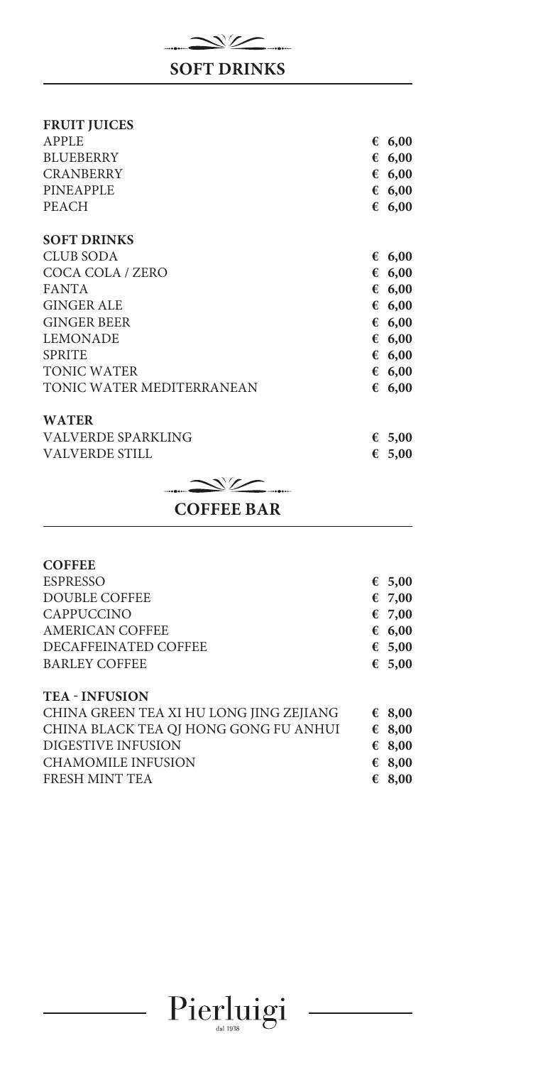## SOFT DRINKS

### FRUIT JUICES

| | |
|---|---|
| APPLE | € 6,00 |
| BLUEBERRY | € 6,00 |
| CRANBERRY | € 6,00 |
| PINEAPPLE | € 6,00 |
| PEACH | € 6,00 |

### SOFT DRINKS

| | |
|---|---|
| CLUB SODA | € 6,00 |
| COCA COLA / ZERO | € 6,00 |
| FANTA | € 6,00 |
| GINGER ALE | € 6,00 |
| GINGER BEER | € 6,00 |
| LEMONADE | € 6,00 |
| SPRITE | € 6,00 |
| TONIC WATER | € 6,00 |
| TONIC WATER MEDITERRANEAN | € 6,00 |

### WATER

| | |
|---|---|
| VALVERDE SPARKLING | € 5,00 |
| VALVERDE STILL | € 5,00 |

## COFFEE BAR

### COFFEE

| | |
|---|---|
| ESPRESSO | € 5,00 |
| DOUBLE COFFEE | € 7,00 |
| CAPPUCCINO | € 7,00 |
| AMERICAN COFFEE | € 6,00 |
| DECAFFEINATED COFFEE | € 5,00 |
| BARLEY COFFEE | € 5,00 |

### TEA - INFUSION

| | |
|---|---|
| CHINA GREEN TEA XI HU LONG JING ZEJIANG | € 8,00 |
| CHINA BLACK TEA QJ HONG GONG FU ANHUI | € 8,00 |
| DIGESTIVE INFUSION | € 8,00 |
| CHAMOMILE INFUSION | € 8,00 |
| FRESH MINT TEA | € 8,00 |

Pierluigi
dal 1938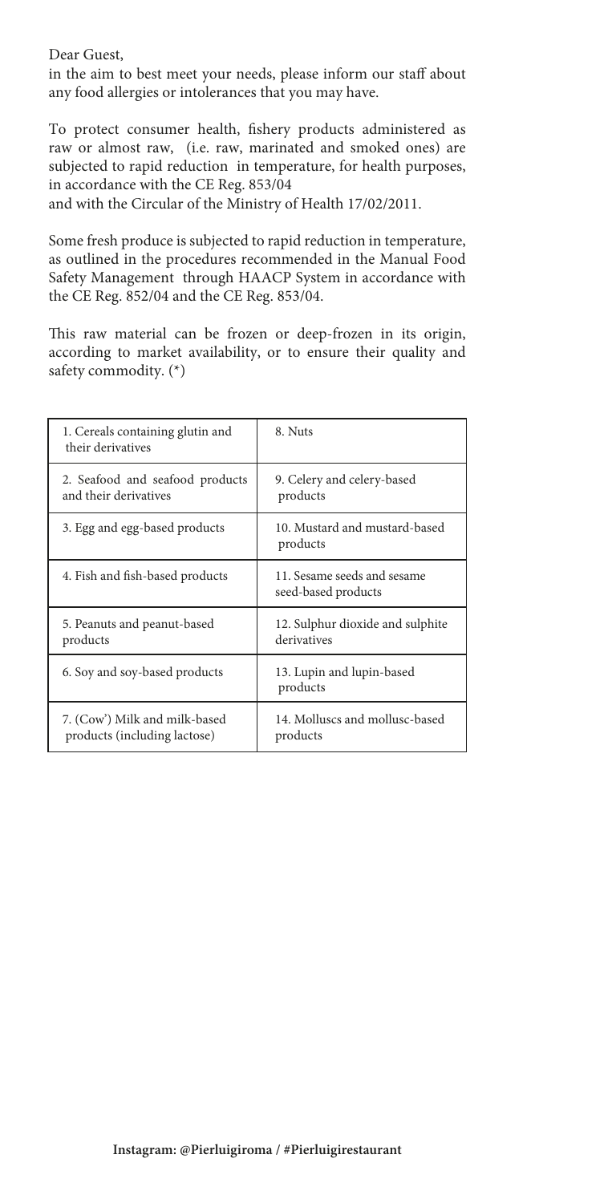Dear Guest,

in the aim to best meet your needs, please inform our staff about any food allergies or intolerances that you may have.

To protect consumer health, fishery products administered as raw or almost raw, (i.e. raw, marinated and smoked ones) are subjected to rapid reduction in temperature, for health purposes, in accordance with the CE Reg. 853/04
and with the Circular of the Ministry of Health 17/02/2011.

Some fresh produce is subjected to rapid reduction in temperature, as outlined in the procedures recommended in the Manual Food Safety Management through HAACP System in accordance with the CE Reg. 852/04 and the CE Reg. 853/04.

This raw material can be frozen or deep-frozen in its origin, according to market availability, or to ensure their quality and safety commodity. (*)

| | |
|---|---|
| 1. Cereals containing glutin and their derivatives | 8. Nuts |
| 2. Seafood and seafood products and their derivatives | 9. Celery and celery-based products |
| 3. Egg and egg-based products | 10. Mustard and mustard-based products |
| 4. Fish and fish-based products | 11. Sesame seeds and sesame seed-based products |
| 5. Peanuts and peanut-based products | 12. Sulphur dioxide and sulphite derivatives |
| 6. Soy and soy-based products | 13. Lupin and lupin-based products |
| 7. (Cow') Milk and milk-based products (including lactose) | 14. Molluscs and mollusc-based products |

**Instagram: @Pierluigiroma / #Pierluigirestaurant**